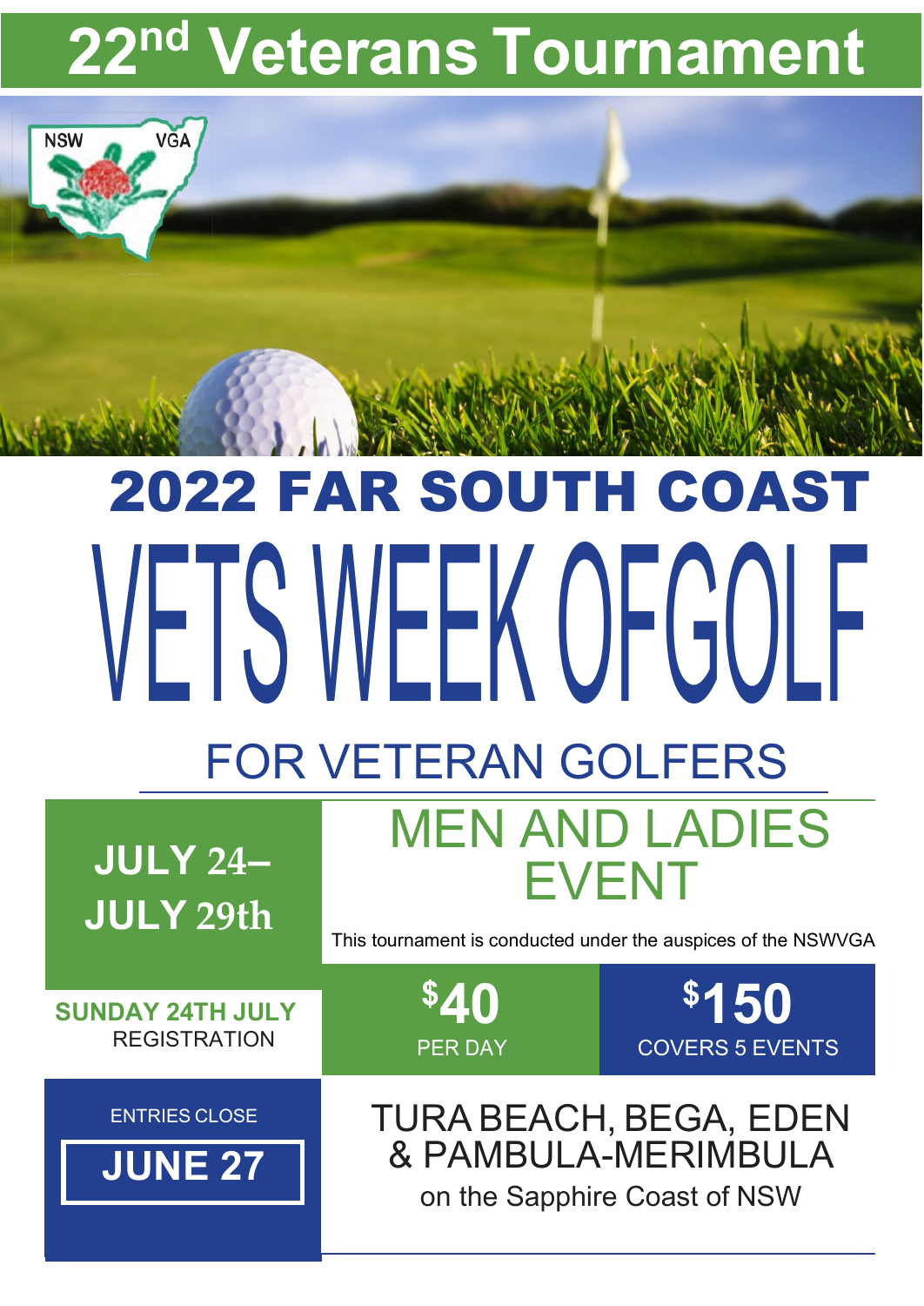# 22nd Veterans Tournament

NSW VGA

## 2022 FAR SOUTH COAST

# VETS WEEK OFGOLF

## FOR VETERAN GOLFERS

**JULY 24– JULY 29th**

## MEN AND LADIES EVENT

This tournament is conducted under the auspices of the NSWVGA

**SUNDAY 24TH JULY** REGISTRATION

**$40** PER DAY

**$150** COVERS 5 EVENTS

ENTRIES CLOSE **JUNE 27**

TURA BEACH, BEGA, EDEN & PAMBULA-MERIMBULA

on the Sapphire Coast of NSW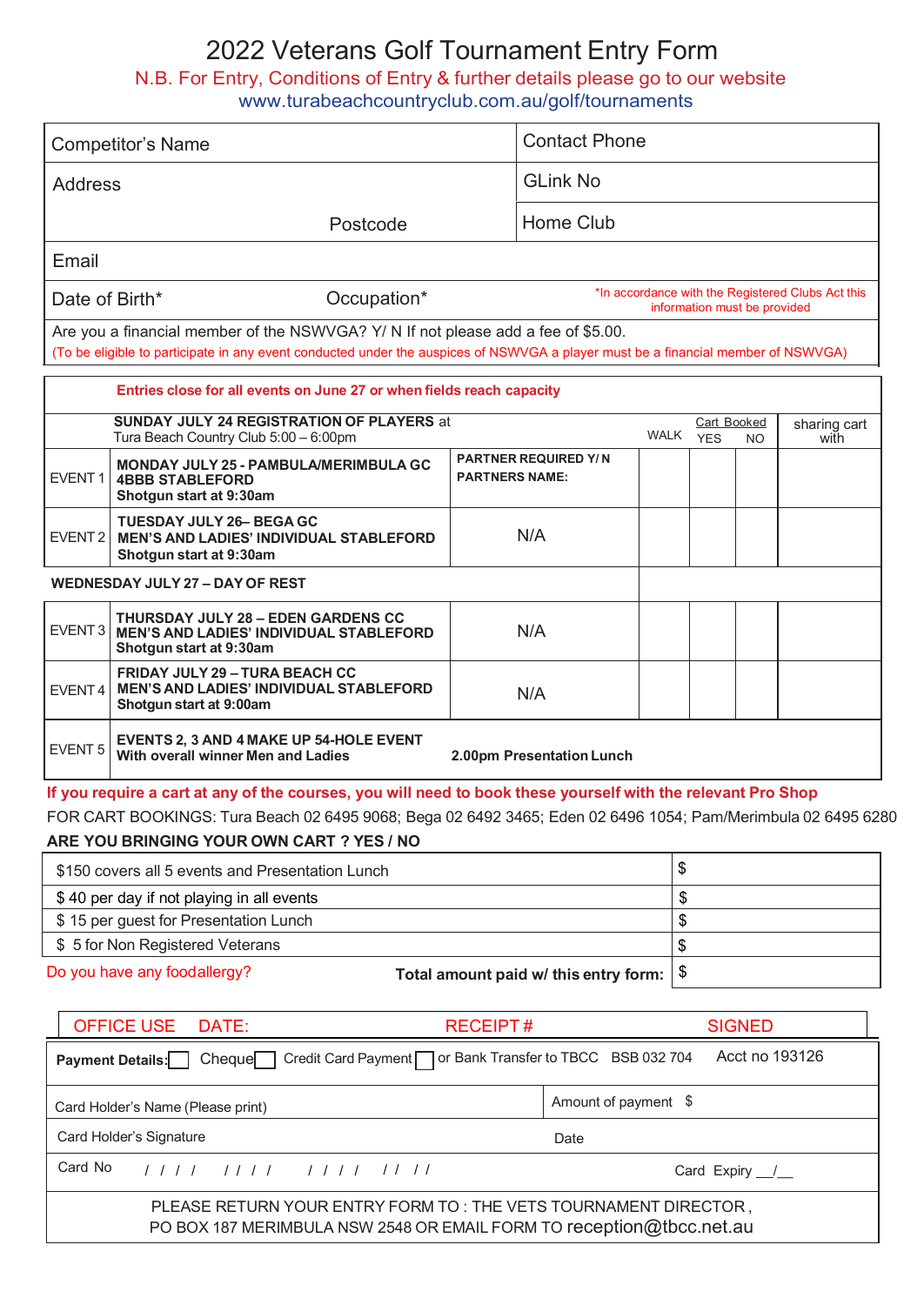# 2022 Veterans Golf Tournament Entry Form

N.B. For Entry, Conditions of Entry & further details please go to our website
www.turabeachcountryclub.com.au/golf/tournaments

| | |
|---|---|
| Competitor's Name | Contact Phone |
| Address | GLink No |
| Postcode | Home Club |
| Email | |
| Date of Birth* &nbsp;&nbsp;&nbsp; Occupation* | *In accordance with the Registered Clubs Act this information must be provided |

Are you a financial member of the NSWVGA? Y/ N If not please add a fee of $5.00.
(To be eligible to participate in any event conducted under the auspices of NSWVGA a player must be a financial member of NSWVGA)

**Entries close for all events on June 27 or when fields reach capacity**

| | | | WALK | Cart Booked YES | Cart Booked NO | sharing cart with |
|---|---|---|---|---|---|---|
| | **SUNDAY JULY 24 REGISTRATION OF PLAYERS** at Tura Beach Country Club 5:00 – 6:00pm | | | | | |
| EVENT 1 | **MONDAY JULY 25 - PAMBULA/MERIMBULA GC 4BBB STABLEFORD Shotgun start at 9:30am** | **PARTNER REQUIRED Y/ N PARTNERS NAME:** | | | | |
| EVENT 2 | **TUESDAY JULY 26– BEGA GC MEN'S AND LADIES' INDIVIDUAL STABLEFORD Shotgun start at 9:30am** | N/A | | | | |
| **WEDNESDAY JULY 27 – DAY OF REST** | | | | | | |
| EVENT 3 | **THURSDAY JULY 28 – EDEN GARDENS CC MEN'S AND LADIES' INDIVIDUAL STABLEFORD Shotgun start at 9:30am** | N/A | | | | |
| EVENT 4 | **FRIDAY JULY 29 – TURA BEACH CC MEN'S AND LADIES' INDIVIDUAL STABLEFORD Shotgun start at 9:00am** | N/A | | | | |
| EVENT 5 | **EVENTS 2, 3 AND 4 MAKE UP 54-HOLE EVENT With overall winner Men and Ladies** | **2.00pm Presentation Lunch** | | | | |

**If you require a cart at any of the courses, you will need to book these yourself with the relevant Pro Shop**

FOR CART BOOKINGS: Tura Beach 02 6495 9068; Bega 02 6492 3465; Eden 02 6496 1054; Pam/Merimbula 02 6495 6280

**ARE YOU BRINGING YOUR OWN CART ? YES / NO**

| | |
|---|---|
| $150 covers all 5 events and Presentation Lunch | $ |
| $ 40 per day if not playing in all events | $ |
| $ 15 per guest for Presentation Lunch | $ |
| $ 5 for Non Registered Veterans | $ |
| Do you have any foodallergy? **Total amount paid w/ this entry form:** | $ |

| | | |
|---|---|---|
| OFFICE USE DATE: | RECEIPT # | SIGNED |

| | |
|---|---|
| **Payment Details:** ☐ Cheque ☐ Credit Card Payment ☐ or Bank Transfer to TBCC BSB 032 704 Acct no 193126 | |
| Card Holder's Name (Please print) | Amount of payment $ |
| Card Holder's Signature | Date |
| Card No / / / / &nbsp; / / / / &nbsp; / / / / &nbsp; / / / / | Card Expiry __/__ |

PLEASE RETURN YOUR ENTRY FORM TO : THE VETS TOURNAMENT DIRECTOR ,
PO BOX 187 MERIMBULA NSW 2548 OR EMAIL FORM TO reception@tbcc.net.au